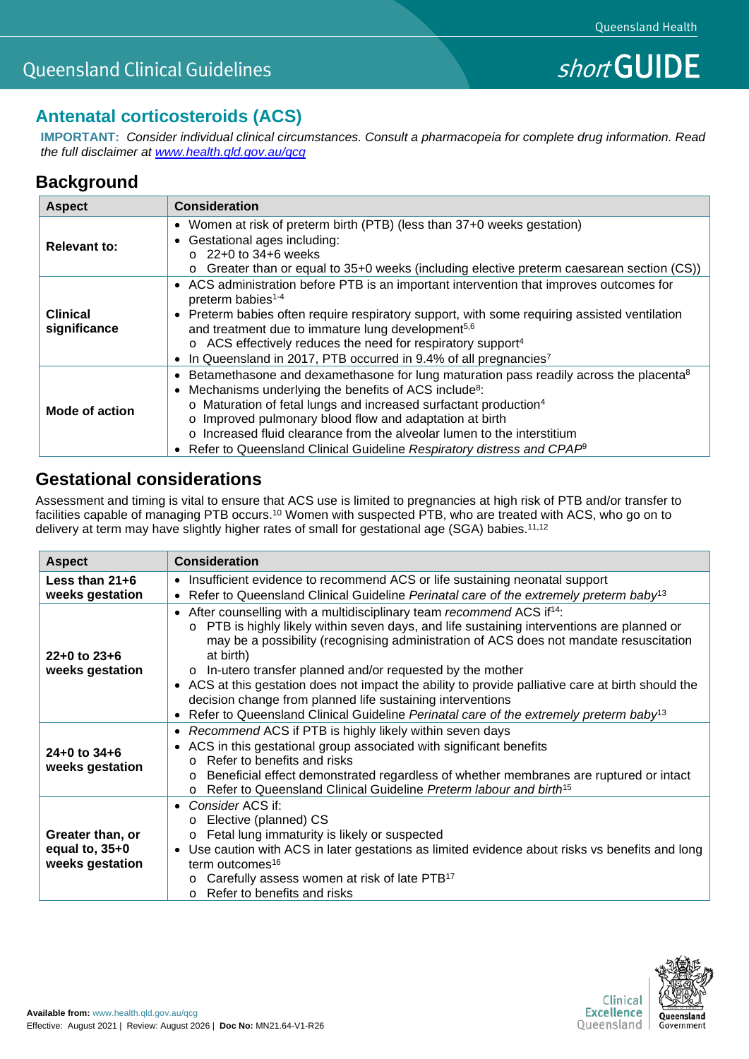Queensland Clinical Guidelines

*short* **GUIDE**

# Antenatal corticosteroids (ACS)

**IMPORTANT:** *Consider individual clinical circumstances. Consult a pharmacopeia for complete drug information. Read the full disclaimer at www.health.qld.gov.au/qcg*

## Background

| Aspect | Consideration |
|---|---|
| **Relevant to:** | • Women at risk of preterm birth (PTB) (less than 37+0 weeks gestation)<br>• Gestational ages including:<br>  o 22+0 to 34+6 weeks<br>  o Greater than or equal to 35+0 weeks (including elective preterm caesarean section (CS)) |
| **Clinical significance** | • ACS administration before PTB is an important intervention that improves outcomes for preterm babies[1-4]<br>• Preterm babies often require respiratory support, with some requiring assisted ventilation and treatment due to immature lung development[5,6]<br>  o ACS effectively reduces the need for respiratory support[4]<br>• In Queensland in 2017, PTB occurred in 9.4% of all pregnancies[7] |
| **Mode of action** | • Betamethasone and dexamethasone for lung maturation pass readily across the placenta[8]<br>• Mechanisms underlying the benefits of ACS include[8]:<br>  o Maturation of fetal lungs and increased surfactant production[4]<br>  o Improved pulmonary blood flow and adaptation at birth<br>  o Increased fluid clearance from the alveolar lumen to the interstitium<br>• Refer to Queensland Clinical Guideline *Respiratory distress and CPAP*[9] |

## Gestational considerations

Assessment and timing is vital to ensure that ACS use is limited to pregnancies at high risk of PTB and/or transfer to facilities capable of managing PTB occurs.[10] Women with suspected PTB, who are treated with ACS, who go on to delivery at term may have slightly higher rates of small for gestational age (SGA) babies.[11,12]

| Aspect | Consideration |
|---|---|
| **Less than 21+6 weeks gestation** | • Insufficient evidence to recommend ACS or life sustaining neonatal support<br>• Refer to Queensland Clinical Guideline *Perinatal care of the extremely preterm baby*[13] |
| **22+0 to 23+6 weeks gestation** | • After counselling with a multidisciplinary team *recommend* ACS if[14]:<br>  o PTB is highly likely within seven days, and life sustaining interventions are planned or may be a possibility (recognising administration of ACS does not mandate resuscitation at birth)<br>  o In-utero transfer planned and/or requested by the mother<br>• ACS at this gestation does not impact the ability to provide palliative care at birth should the decision change from planned life sustaining interventions<br>• Refer to Queensland Clinical Guideline *Perinatal care of the extremely preterm baby*[13] |
| **24+0 to 34+6 weeks gestation** | • *Recommend* ACS if PTB is highly likely within seven days<br>• ACS in this gestational group associated with significant benefits<br>  o Refer to benefits and risks<br>  o Beneficial effect demonstrated regardless of whether membranes are ruptured or intact<br>  o Refer to Queensland Clinical Guideline *Preterm labour and birth*[15] |
| **Greater than, or equal to, 35+0 weeks gestation** | • *Consider* ACS if:<br>  o Elective (planned) CS<br>  o Fetal lung immaturity is likely or suspected<br>• Use caution with ACS in later gestations as limited evidence about risks vs benefits and long term outcomes[16]<br>  o Carefully assess women at risk of late PTB[17]<br>  o Refer to benefits and risks |

**Available from:** www.health.qld.gov.au/qcg
Effective: August 2021 | Review: August 2026 | **Doc No:** MN21.64-V1-R26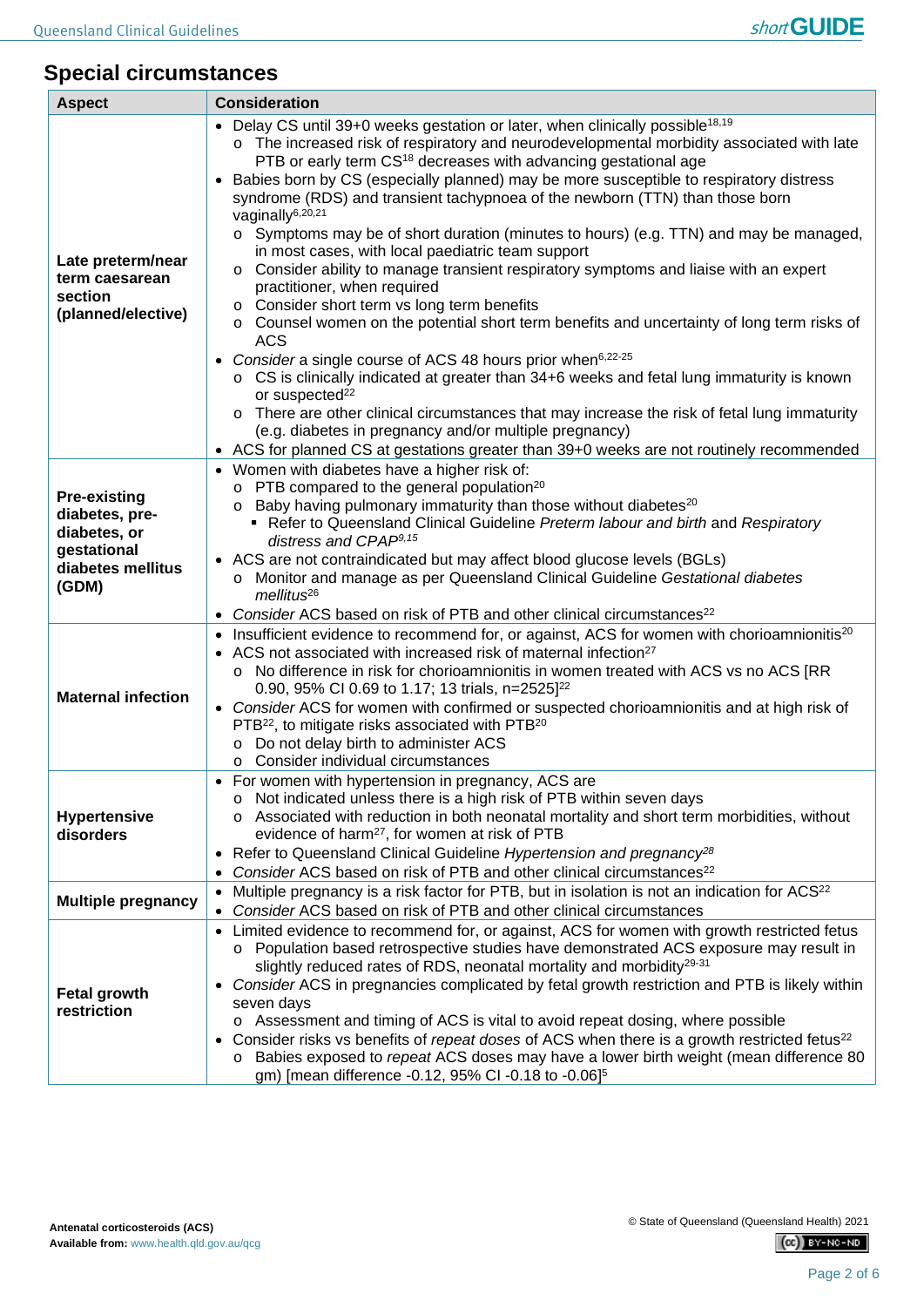## Special circumstances

| Aspect | Consideration |
|---|---|
| **Late preterm/near term caesarean section (planned/elective)** | • Delay CS until 39+0 weeks gestation or later, when clinically possible[18,19]<br>  ○ The increased risk of respiratory and neurodevelopmental morbidity associated with late PTB or early term CS[18] decreases with advancing gestational age<br>• Babies born by CS (especially planned) may be more susceptible to respiratory distress syndrome (RDS) and transient tachypnoea of the newborn (TTN) than those born vaginally[6,20,21]<br>  ○ Symptoms may be of short duration (minutes to hours) (e.g. TTN) and may be managed, in most cases, with local paediatric team support<br>  ○ Consider ability to manage transient respiratory symptoms and liaise with an expert practitioner, when required<br>  ○ Consider short term vs long term benefits<br>  ○ Counsel women on the potential short term benefits and uncertainty of long term risks of ACS<br>• *Consider* a single course of ACS 48 hours prior when[6,22-25]<br>  ○ CS is clinically indicated at greater than 34+6 weeks and fetal lung immaturity is known or suspected[22]<br>  ○ There are other clinical circumstances that may increase the risk of fetal lung immaturity (e.g. diabetes in pregnancy and/or multiple pregnancy)<br>• ACS for planned CS at gestations greater than 39+0 weeks are not routinely recommended |
| **Pre-existing diabetes, pre-diabetes, or gestational diabetes mellitus (GDM)** | • Women with diabetes have a higher risk of:<br>  ○ PTB compared to the general population[20]<br>  ○ Baby having pulmonary immaturity than those without diabetes[20]<br>    ▪ Refer to Queensland Clinical Guideline *Preterm labour and birth* and *Respiratory distress and CPAP*[9,15]<br>• ACS are not contraindicated but may affect blood glucose levels (BGLs)<br>  ○ Monitor and manage as per Queensland Clinical Guideline *Gestational diabetes mellitus*[26]<br>• *Consider* ACS based on risk of PTB and other clinical circumstances[22] |
| **Maternal infection** | • Insufficient evidence to recommend for, or against, ACS for women with chorioamnionitis[20]<br>• ACS not associated with increased risk of maternal infection[27]<br>  ○ No difference in risk for chorioamnionitis in women treated with ACS vs no ACS [RR 0.90, 95% CI 0.69 to 1.17; 13 trials, n=2525][22]<br>• *Consider* ACS for women with confirmed or suspected chorioamnionitis and at high risk of PTB[22], to mitigate risks associated with PTB[20]<br>  ○ Do not delay birth to administer ACS<br>  ○ Consider individual circumstances |
| **Hypertensive disorders** | • For women with hypertension in pregnancy, ACS are<br>  ○ Not indicated unless there is a high risk of PTB within seven days<br>  ○ Associated with reduction in both neonatal mortality and short term morbidities, without evidence of harm[27], for women at risk of PTB<br>• Refer to Queensland Clinical Guideline *Hypertension and pregnancy*[28]<br>• *Consider* ACS based on risk of PTB and other clinical circumstances[22] |
| **Multiple pregnancy** | • Multiple pregnancy is a risk factor for PTB, but in isolation is not an indication for ACS[22]<br>• *Consider* ACS based on risk of PTB and other clinical circumstances |
| **Fetal growth restriction** | • Limited evidence to recommend for, or against, ACS for women with growth restricted fetus<br>  ○ Population based retrospective studies have demonstrated ACS exposure may result in slightly reduced rates of RDS, neonatal mortality and morbidity[29-31]<br>• *Consider* ACS in pregnancies complicated by fetal growth restriction and PTB is likely within seven days<br>  ○ Assessment and timing of ACS is vital to avoid repeat dosing, where possible<br>• Consider risks vs benefits of *repeat doses* of ACS when there is a growth restricted fetus[22]<br>  ○ Babies exposed to *repeat* ACS doses may have a lower birth weight (mean difference 80 gm) [mean difference -0.12, 95% CI -0.18 to -0.06][5] |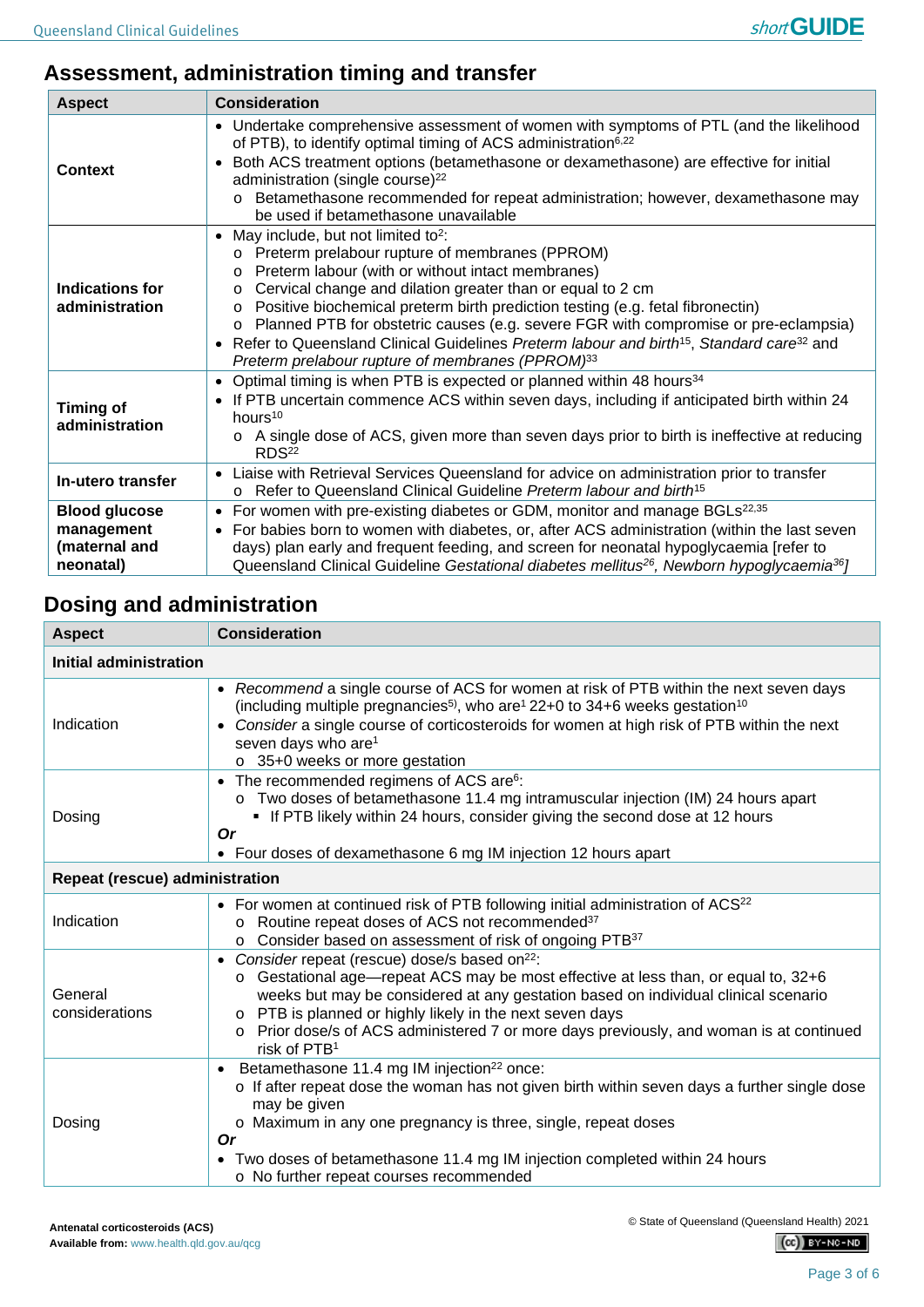## Assessment, administration timing and transfer

| Aspect | Consideration |
|---|---|
| **Context** | • Undertake comprehensive assessment of women with symptoms of PTL (and the likelihood of PTB), to identify optimal timing of ACS administration[6,22]<br>• Both ACS treatment options (betamethasone or dexamethasone) are effective for initial administration (single course)[22]<br>  o Betamethasone recommended for repeat administration; however, dexamethasone may be used if betamethasone unavailable |
| **Indications for administration** | • May include, but not limited to[2]:<br>  o Preterm prelabour rupture of membranes (PPROM)<br>  o Preterm labour (with or without intact membranes)<br>  o Cervical change and dilation greater than or equal to 2 cm<br>  o Positive biochemical preterm birth prediction testing (e.g. fetal fibronectin)<br>  o Planned PTB for obstetric causes (e.g. severe FGR with compromise or pre-eclampsia)<br>• Refer to Queensland Clinical Guidelines *Preterm labour and birth*[15], *Standard care*[32] and *Preterm prelabour rupture of membranes (PPROM)*[33] |
| **Timing of administration** | • Optimal timing is when PTB is expected or planned within 48 hours[34]<br>• If PTB uncertain commence ACS within seven days, including if anticipated birth within 24 hours[10]<br>  o A single dose of ACS, given more than seven days prior to birth is ineffective at reducing RDS[22] |
| **In-utero transfer** | • Liaise with Retrieval Services Queensland for advice on administration prior to transfer<br>  o Refer to Queensland Clinical Guideline *Preterm labour and birth*[15] |
| **Blood glucose management (maternal and neonatal)** | • For women with pre-existing diabetes or GDM, monitor and manage BGLs[22,35]<br>• For babies born to women with diabetes, or, after ACS administration (within the last seven days) plan early and frequent feeding, and screen for neonatal hypoglycaemia [refer to Queensland Clinical Guideline *Gestational diabetes mellitus*[26], *Newborn hypoglycaemia*[36]] |

## Dosing and administration

| Aspect | Consideration |
|---|---|
| **Initial administration** | |
| Indication | • *Recommend* a single course of ACS for women at risk of PTB within the next seven days (including multiple pregnancies[5]), who are[1] 22+0 to 34+6 weeks gestation[10]<br>• *Consider* a single course of corticosteroids for women at high risk of PTB within the next seven days who are[1]<br>  o 35+0 weeks or more gestation |
| Dosing | • The recommended regimens of ACS are[6]:<br>  o Two doses of betamethasone 11.4 mg intramuscular injection (IM) 24 hours apart<br>    ▪ If PTB likely within 24 hours, consider giving the second dose at 12 hours<br>***Or***<br>• Four doses of dexamethasone 6 mg IM injection 12 hours apart |
| **Repeat (rescue) administration** | |
| Indication | • For women at continued risk of PTB following initial administration of ACS[22]<br>  o Routine repeat doses of ACS not recommended[37]<br>  o Consider based on assessment of risk of ongoing PTB[37] |
| General considerations | • *Consider* repeat (rescue) dose/s based on[22]:<br>  o Gestational age—repeat ACS may be most effective at less than, or equal to, 32+6 weeks but may be considered at any gestation based on individual clinical scenario<br>  o PTB is planned or highly likely in the next seven days<br>  o Prior dose/s of ACS administered 7 or more days previously, and woman is at continued risk of PTB[1] |
| Dosing | • Betamethasone 11.4 mg IM injection[22] once:<br>  o If after repeat dose the woman has not given birth within seven days a further single dose may be given<br>  o Maximum in any one pregnancy is three, single, repeat doses<br>***Or***<br>• Two doses of betamethasone 11.4 mg IM injection completed within 24 hours<br>  o No further repeat courses recommended |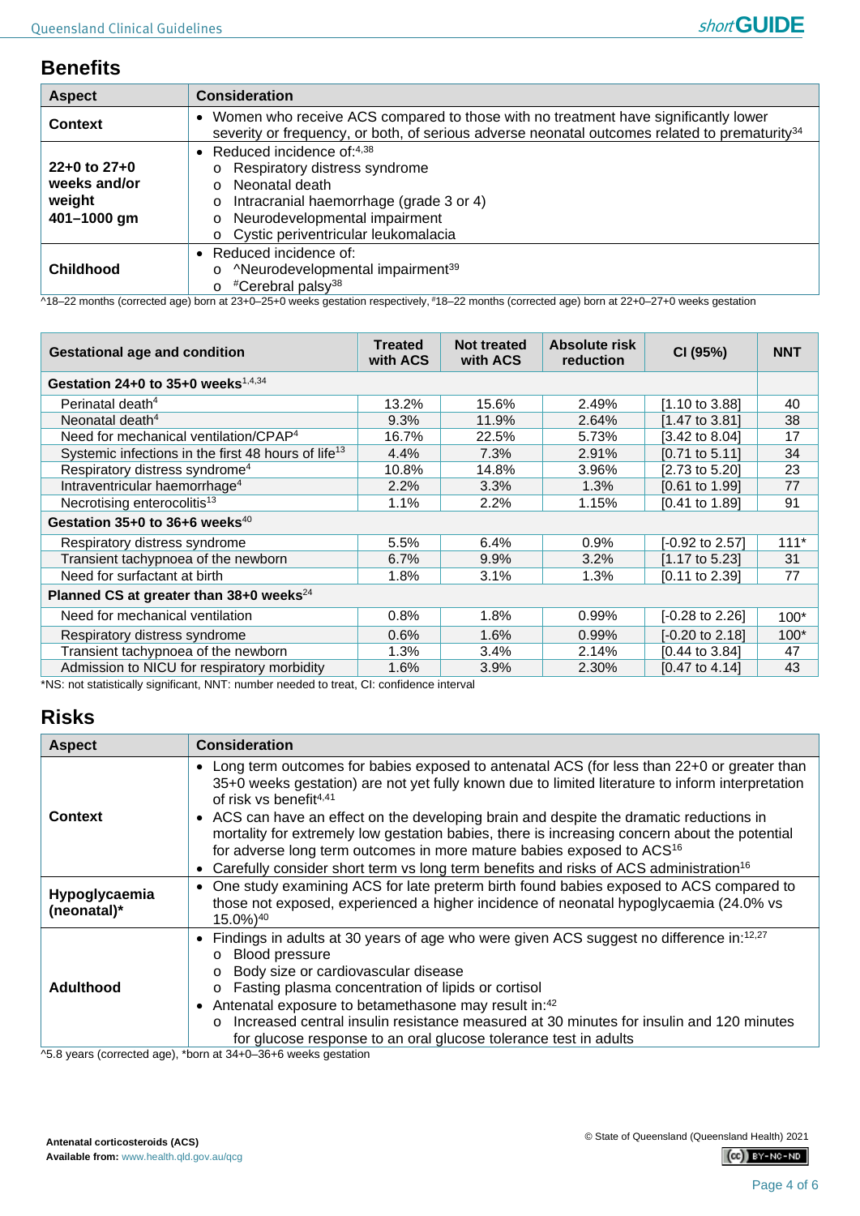## Benefits

| Aspect | Consideration |
|---|---|
| **Context** | • Women who receive ACS compared to those with no treatment have significantly lower severity or frequency, or both, of serious adverse neonatal outcomes related to prematurity[34] |
| **22+0 to 27+0 weeks and/or weight 401–1000 gm** | • Reduced incidence of:[4,38]<br>o Respiratory distress syndrome<br>o Neonatal death<br>o Intracranial haemorrhage (grade 3 or 4)<br>o Neurodevelopmental impairment<br>o Cystic periventricular leukomalacia |
| **Childhood** | • Reduced incidence of:<br>o ^Neurodevelopmental impairment[39]<br>o #Cerebral palsy[38] |

^18–22 months (corrected age) born at 23+0–25+0 weeks gestation respectively, #18–22 months (corrected age) born at 22+0–27+0 weeks gestation

| Gestational age and condition | Treated with ACS | Not treated with ACS | Absolute risk reduction | CI (95%) | NNT |
|---|---|---|---|---|---|
| **Gestation 24+0 to 35+0 weeks[1,4,34]** | | | | | |
| Perinatal death[4] | 13.2% | 15.6% | 2.49% | [1.10 to 3.88] | 40 |
| Neonatal death[4] | 9.3% | 11.9% | 2.64% | [1.47 to 3.81] | 38 |
| Need for mechanical ventilation/CPAP[4] | 16.7% | 22.5% | 5.73% | [3.42 to 8.04] | 17 |
| Systemic infections in the first 48 hours of life[13] | 4.4% | 7.3% | 2.91% | [0.71 to 5.11] | 34 |
| Respiratory distress syndrome[4] | 10.8% | 14.8% | 3.96% | [2.73 to 5.20] | 23 |
| Intraventricular haemorrhage[4] | 2.2% | 3.3% | 1.3% | [0.61 to 1.99] | 77 |
| Necrotising enterocolitis[13] | 1.1% | 2.2% | 1.15% | [0.41 to 1.89] | 91 |
| **Gestation 35+0 to 36+6 weeks[40]** | | | | | |
| Respiratory distress syndrome | 5.5% | 6.4% | 0.9% | [-0.92 to 2.57] | 111* |
| Transient tachypnoea of the newborn | 6.7% | 9.9% | 3.2% | [1.17 to 5.23] | 31 |
| Need for surfactant at birth | 1.8% | 3.1% | 1.3% | [0.11 to 2.39] | 77 |
| **Planned CS at greater than 38+0 weeks[24]** | | | | | |
| Need for mechanical ventilation | 0.8% | 1.8% | 0.99% | [-0.28 to 2.26] | 100* |
| Respiratory distress syndrome | 0.6% | 1.6% | 0.99% | [-0.20 to 2.18] | 100* |
| Transient tachypnoea of the newborn | 1.3% | 3.4% | 2.14% | [0.44 to 3.84] | 47 |
| Admission to NICU for respiratory morbidity | 1.6% | 3.9% | 2.30% | [0.47 to 4.14] | 43 |

*NS: not statistically significant, NNT: number needed to treat, CI: confidence interval

## Risks

| Aspect | Consideration |
|---|---|
| **Context** | • Long term outcomes for babies exposed to antenatal ACS (for less than 22+0 or greater than 35+0 weeks gestation) are not yet fully known due to limited literature to inform interpretation of risk vs benefit[4,41]<br>• ACS can have an effect on the developing brain and despite the dramatic reductions in mortality for extremely low gestation babies, there is increasing concern about the potential for adverse long term outcomes in more mature babies exposed to ACS[16]<br>• Carefully consider short term vs long term benefits and risks of ACS administration[16] |
| **Hypoglycaemia (neonatal)*** | • One study examining ACS for late preterm birth found babies exposed to ACS compared to those not exposed, experienced a higher incidence of neonatal hypoglycaemia (24.0% vs 15.0%)[40] |
| **Adulthood** | • Findings in adults at 30 years of age who were given ACS suggest no difference in:[12,27]<br>o Blood pressure<br>o Body size or cardiovascular disease<br>o Fasting plasma concentration of lipids or cortisol<br>• Antenatal exposure to betamethasone may result in:[42]<br>o Increased central insulin resistance measured at 30 minutes for insulin and 120 minutes for glucose response to an oral glucose tolerance test in adults |

^5.8 years (corrected age), *born at 34+0–36+6 weeks gestation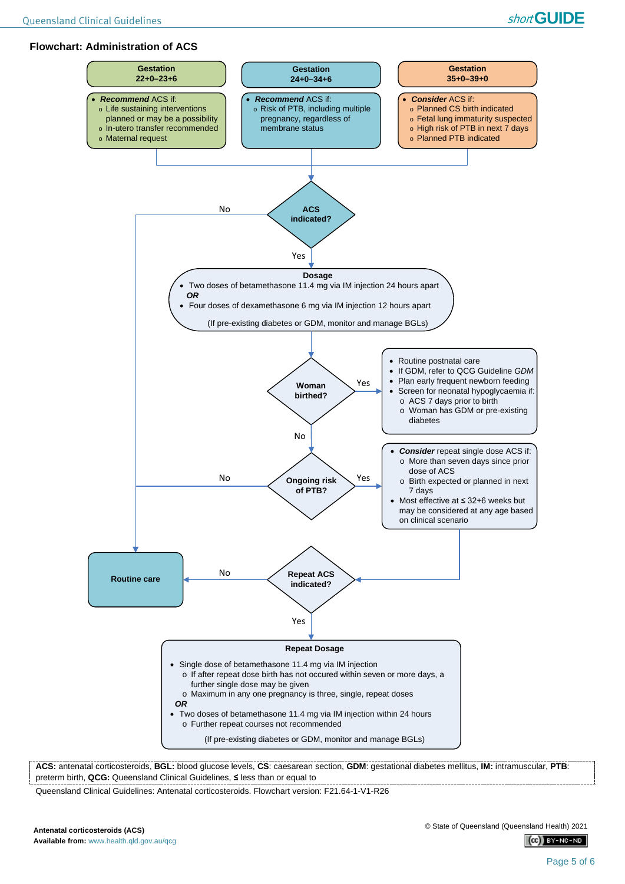## Flowchart: Administration of ACS

**Gestation 22+0–23+6**

- ***Recommend*** ACS if:
  - Life sustaining interventions planned or may be a possibility
  - In-utero transfer recommended
  - Maternal request

**Gestation 24+0–34+6**

- ***Recommend*** ACS if:
  - Risk of PTB, including multiple pregnancy, regardless of membrane status

**Gestation 35+0–39+0**

- ***Consider*** ACS if:
  - Planned CS birth indicated
  - Fetal lung immaturity suspected
  - High risk of PTB in next 7 days
  - Planned PTB indicated

**ACS indicated?**

- No → Routine care
- Yes → Dosage

**Dosage**

- Two doses of betamethasone 11.4 mg via IM injection 24 hours apart

***OR***

- Four doses of dexamethasone 6 mg via IM injection 12 hours apart

(If pre-existing diabetes or GDM, monitor and manage BGLs)

**Woman birthed?**

- Yes →
  - Routine postnatal care
  - If GDM, refer to QCG Guideline *GDM*
  - Plan early frequent newborn feeding
  - Screen for neonatal hypoglycaemia if:
    - ACS 7 days prior to birth
    - Woman has GDM or pre-existing diabetes
- No → Ongoing risk of PTB?

**Ongoing risk of PTB?**

- No → Routine care
- Yes →
  - ***Consider*** repeat single dose ACS if:
    - More than seven days since prior dose of ACS
    - Birth expected or planned in next 7 days
  - Most effective at ≤ 32+6 weeks but may be considered at any age based on clinical scenario

**Repeat ACS indicated?**

- No → **Routine care**
- Yes → Repeat Dosage

**Repeat Dosage**

- Single dose of betamethasone 11.4 mg via IM injection
  - If after repeat dose birth has not occured within seven or more days, a further single dose may be given
  - Maximum in any one pregnancy is three, single, repeat doses

***OR***

- Two doses of betamethasone 11.4 mg via IM injection within 24 hours
  - Further repeat courses not recommended

(If pre-existing diabetes or GDM, monitor and manage BGLs)

**ACS:** antenatal corticosteroids, **BGL:** blood glucose levels, **CS**: caesarean section, **GDM**: gestational diabetes mellitus, **IM:** intramuscular, **PTB**: preterm birth, **QCG:** Queensland Clinical Guidelines, **≤** less than or equal to

Queensland Clinical Guidelines: Antenatal corticosteroids. Flowchart version: F21.64-1-V1-R26

**Antenatal corticosteroids (ACS)**
**Available from:** www.health.qld.gov.au/qcg

© State of Queensland (Queensland Health) 2021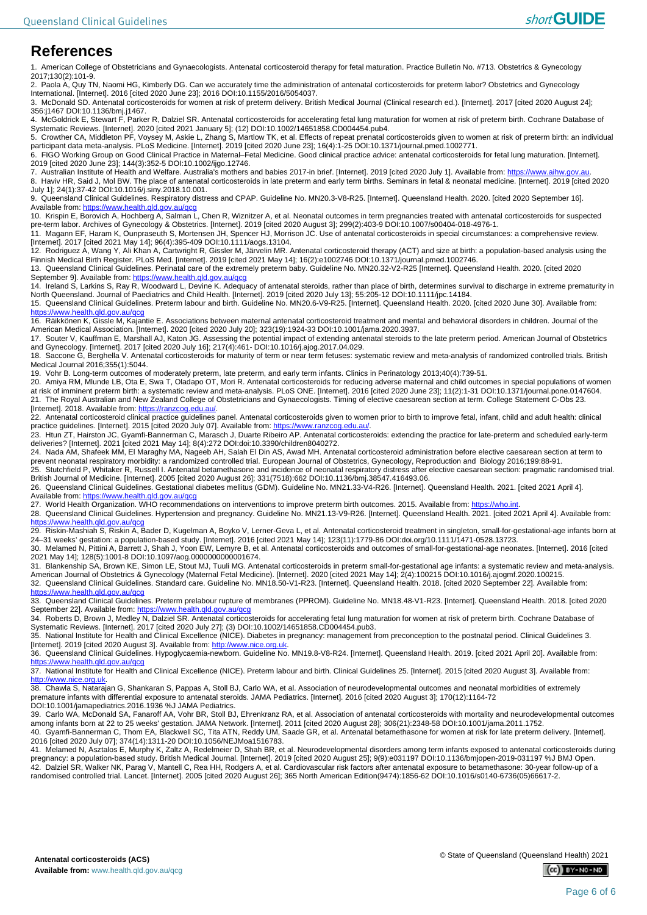# References

1. American College of Obstetricians and Gynaecologists. Antenatal corticosteroid therapy for fetal maturation. Practice Bulletin No. #713. Obstetrics & Gynecology 2017;130(2):101-9.
2. Paola A, Quy TN, Naomi HG, Kimberly DG. Can we accurately time the administration of antenatal corticosteroids for preterm labor? Obstetrics and Gynecology International. [Internet]. 2016 [cited 2020 June 23]; 2016 DOI:10.1155/2016/5054037.
3. McDonald SD. Antenatal corticosteroids for women at risk of preterm delivery. British Medical Journal (Clinical research ed.). [Internet]. 2017 [cited 2020 August 24]; 356:j1467 DOI:10.1136/bmj.j1467.
4. McGoldrick E, Stewart F, Parker R, Dalziel SR. Antenatal corticosteroids for accelerating fetal lung maturation for women at risk of preterm birth. Cochrane Database of Systematic Reviews. [Internet]. 2020 [cited 2021 January 5]; (12) DOI:10.1002/14651858.CD004454.pub4.
5. Crowther CA, Middleton PF, Voysey M, Askie L, Zhang S, Martlow TK, et al. Effects of repeat prenatal corticosteroids given to women at risk of preterm birth: an individual participant data meta-analysis. PLoS Medicine. [Internet]. 2019 [cited 2020 June 23]; 16(4):1-25 DOI:10.1371/journal.pmed.1002771.
6. FIGO Working Group on Good Clinical Practice in Maternal–Fetal Medicine. Good clinical practice advice: antenatal corticosteroids for fetal lung maturation. [Internet]. 2019 [cited 2020 June 23]; 144(3):352-5 DOI:10.1002/ijgo.12746.
7. Australian Institute of Health and Welfare. Australia's mothers and babies 2017-in brief. [Internet]. 2019 [cited 2020 July 1]. Available from: https://www.aihw.gov.au.
8. Haviv HR, Said J, Mol BW. The place of antenatal corticosteroids in late preterm and early term births. Seminars in fetal & neonatal medicine. [Internet]. 2019 [cited 2020 July 1]; 24(1):37-42 DOI:10.1016/j.siny.2018.10.001.
9. Queensland Clinical Guidelines. Respiratory distress and CPAP. Guideline No. MN20.3-V8-R25. [Internet]. Queensland Health. 2020. [cited 2020 September 16]. Available from: https://www.health.qld.gov.au/qcg
10. Krispin E, Borovich A, Hochberg A, Salman L, Chen R, Wiznitzer A, et al. Neonatal outcomes in term pregnancies treated with antenatal corticosteroids for suspected pre-term labor. Archives of Gynecology & Obstetrics. [Internet]. 2019 [cited 2020 August 3]; 299(2):403-9 DOI:10.1007/s00404-018-4976-1.
11. Magann EF, Haram K, Ounpraseuth S, Mortensen JH, Spencer HJ, Morrison JC. Use of antenatal corticosteroids in special circumstances: a comprehensive review. [Internet]. 2017 [cited 2021 May 14]; 96(4):395-409 DOI:10.1111/aogs.13104.
12. Rodriguez A, Wang Y, Ali Khan A, Cartwright R, Gissler M, Järvelin MR. Antenatal corticosteroid therapy (ACT) and size at birth: a population-based analysis using the Finnish Medical Birth Register. PLoS Med. [internet]. 2019 [cited 2021 May 14]; 16(2):e1002746 DOI:10.1371/journal.pmed.1002746.
13. Queensland Clinical Guidelines. Perinatal care of the extremely preterm baby. Guideline No. MN20.32-V2-R25 [Internet]. Queensland Health. 2020. [cited 2020 September 9]. Available from: https://www.health.qld.gov.au/qcg
14. Ireland S, Larkins S, Ray R, Woodward L, Devine K. Adequacy of antenatal steroids, rather than place of birth, determines survival to discharge in extreme prematurity in North Queensland. Journal of Paediatrics and Child Health. [Internet]. 2019 [cited 2020 July 13]; 55:205-12 DOI:10.1111/jpc.14184.
15. Queensland Clinical Guidelines. Preterm labour and birth. Guideline No. MN20.6-V9-R25. [Internet]. Queensland Health. 2020. [cited 2020 June 30]. Available from: https://www.health.qld.gov.au/qcg
16. Räikkönen K, Gissle M, Kajantie E. Associations between maternal antenatal corticosteroid treatment and mental and behavioral disorders in children. Journal of the American Medical Association. [Internet]. 2020 [cited 2020 July 20]; 323(19):1924-33 DOI:10.1001/jama.2020.3937.
17. Souter V, Kauffman E, Marshall AJ, Katon JG. Assessing the potential impact of extending antenatal steroids to the late preterm period. American Journal of Obstetrics and Gynecology. [Internet]. 2017 [cited 2020 July 16]; 217(4):461- DOI:10.1016/j.ajog.2017.04.029.
18. Saccone G, Berghella V. Antenatal corticosteroids for maturity of term or near term fetuses: systematic review and meta-analysis of randomized controlled trials. British Medical Journal 2016;355(1):5044.
19. Vohr B. Long-term outcomes of moderately preterm, late preterm, and early term infants. Clinics in Perinatology 2013;40(4):739-51.
20. Amiya RM, Mlunde LB, Ota E, Swa T, Oladapo OT, Mori R. Antenatal corticosteroids for reducing adverse maternal and child outcomes in special populations of women at risk of imminent preterm birth: a systematic review and meta-analysis. PLoS ONE. [Internet]. 2016 [cited 2020 June 23]; 11(2):1-31 DOI:10.1371/journal.pone.0147604.
21. The Royal Australian and New Zealand College of Obstetricians and Gynaecologists. Timing of elective caesarean section at term. College Statement C-Obs 23. [Internet]. 2018. Available from: https://ranzcog.edu.au/.
22. Antenatal corticosteroid clinical practice guidelines panel. Antenatal corticosteroids given to women prior to birth to improve fetal, infant, child and adult health: clinical practice guidelines. [Internet]. 2015 [cited 2020 July 07]. Available from: https://www.ranzcog.edu.au/.
23. Htun ZT, Hairston JC, Gyamfi-Bannerman C, Marasch J, Duarte Ribeiro AP. Antenatal corticosteroids: extending the practice for late-preterm and scheduled early-term deliveries? [Internet]. 2021 [cited 2021 May 14]; 8(4):272 DOI:doi:10.3390/children8040272.
24. Nada AM, Shafeek MM, El Maraghy MA, Nageeb AH, Salah El Din AS, Awad MH. Antenatal corticosteroid administration before elective caesarean section at term to prevent neonatal respiratory morbidity: a randomized controlled trial. European Journal of Obstetrics, Gynecology, Reproduction and Biology 2016;199:88-91.
25. Stutchfield P, Whitaker R, Russell I. Antenatal betamethasone and incidence of neonatal respiratory distress after elective caesarean section: pragmatic randomised trial. British Journal of Medicine. [Internet]. 2005 [cited 2020 August 26]; 331(7518):662 DOI:10.1136/bmj.38547.416493.06.
26. Queensland Clinical Guidelines. Gestational diabetes mellitus (GDM). Guideline No. MN21.33-V4-R26. [Internet]. Queensland Health. 2021. [cited 2021 April 4]. Available from: https://www.health.qld.gov.au/qcg
27. World Health Organization. WHO recommendations on interventions to improve preterm birth outcomes. 2015. Available from: https://who.int.
28. Queensland Clinical Guidelines. Hypertension and pregnancy. Guideline No. MN21.13-V9-R26. [Internet]. Queensland Health. 2021. [cited 2021 April 4]. Available from: https://www.health.qld.gov.au/qcg
29. Riskin-Mashiah S, Riskin A, Bader D, Kugelman A, Boyko V, Lerner-Geva L, et al. Antenatal corticosteroid treatment in singleton, small-for-gestational-age infants born at 24–31 weeks' gestation: a population-based study. [Internet]. 2016 [cited 2021 May 14]; 123(11):1779-86 DOI:doi.org/10.1111/1471-0528.13723.
30. Melamed N, Pittini A, Barrett J, Shah J, Yoon EW, Lemyre B, et al. Antenatal corticosteroids and outcomes of small-for-gestational-age neonates. [Internet]. 2016 [cited 2021 May 14]; 128(5):1001-8 DOI:10.1097/aog.0000000000001674.
31. Blankenship SA, Brown KE, Simon LE, Stout MJ, Tuuli MG. Antenatal corticosteroids in preterm small-for-gestational age infants: a systematic review and meta-analysis. American Journal of Obstetrics & Gynecology (Maternal Fetal Medicine). [Internet]. 2020 [cited 2021 May 14]; 2(4):100215 DOI:10.1016/j.ajogmf.2020.100215.
32. Queensland Clinical Guidelines. Standard care. Guideline No. MN18.50-V1-R23. [Internet]. Queensland Health. 2018. [cited 2020 September 22]. Available from: https://www.health.qld.gov.au/qcg
33. Queensland Clinical Guidelines. Preterm prelabour rupture of membranes (PPROM). Guideline No. MN18.48-V1-R23. [Internet]. Queensland Health. 2018. [cited 2020 September 22]. Available from: https://www.health.qld.gov.au/qcg
34. Roberts D, Brown J, Medley N, Dalziel SR. Antenatal corticosteroids for accelerating fetal lung maturation for women at risk of preterm birth. Cochrane Database of Systematic Reviews. [Internet]. 2017 [cited 2020 July 27]; (3) DOI:10.1002/14651858.CD004454.pub3.
35. National Institute for Health and Clinical Excellence (NICE). Diabetes in pregnancy: management from preconception to the postnatal period. Clinical Guidelines 3. [Internet]. 2019 [cited 2020 August 3]. Available from: http://www.nice.org.uk.
36. Queensland Clinical Guidelines. Hypoglycaemia-newborn. Guideline No. MN19.8-V8-R24. [Internet]. Queensland Health. 2019. [cited 2021 April 20]. Available from: https://www.health.qld.gov.au/qcg
37. National Institute for Health and Clinical Excellence (NICE). Preterm labour and birth. Clinical Guidelines 25. [Internet]. 2015 [cited 2020 August 3]. Available from: http://www.nice.org.uk.
38. Chawla S, Natarajan G, Shankaran S, Pappas A, Stoll BJ, Carlo WA, et al. Association of neurodevelopmental outcomes and neonatal morbidities of extremely premature infants with differential exposure to antenatal steroids. JAMA Pediatrics. [Internet]. 2016 [cited 2020 August 3]; 170(12):1164-72 DOI:10.1001/jamapediatrics.2016.1936 %J JAMA Pediatrics.
39. Carlo WA, McDonald SA, Fanaroff AA, Vohr BR, Stoll BJ, Ehrenkranz RA, et al. Association of antenatal corticosteroids with mortality and neurodevelopmental outcomes among infants born at 22 to 25 weeks' gestation. JAMA Network. [Internet]. 2011 [cited 2020 August 28]; 306(21):2348-58 DOI:10.1001/jama.2011.1752.
40. Gyamfi-Bannerman C, Thom EA, Blackwell SC, Tita ATN, Reddy UM, Saade GR, et al. Antenatal betamethasone for women at risk for late preterm delivery. [Internet]. 2016 [cited 2020 July 07]; 374(14):1311-20 DOI:10.1056/NEJMoa1516783.
41. Melamed N, Asztalos E, Murphy K, Zaltz A, Redelmeier D, Shah BR, et al. Neurodevelopmental disorders among term infants exposed to antenatal corticosteroids during pregnancy: a population-based study. British Medical Journal. [Internet]. 2019 [cited 2020 August 25]; 9(9):e031197 DOI:10.1136/bmjopen-2019-031197 %J BMJ Open.
42. Dalziel SR, Walker NK, Parag V, Mantell C, Rea HH, Rodgers A, et al. Cardiovascular risk factors after antenatal exposure to betamethasone: 30-year follow-up of a randomised controlled trial. Lancet. [Internet]. 2005 [cited 2020 August 26]; 365 North American Edition(9474):1856-62 DOI:10.1016/s0140-6736(05)66617-2.

**Antenatal corticosteroids (ACS)**
**Available from:** www.health.qld.gov.au/qcg

© State of Queensland (Queensland Health) 2021